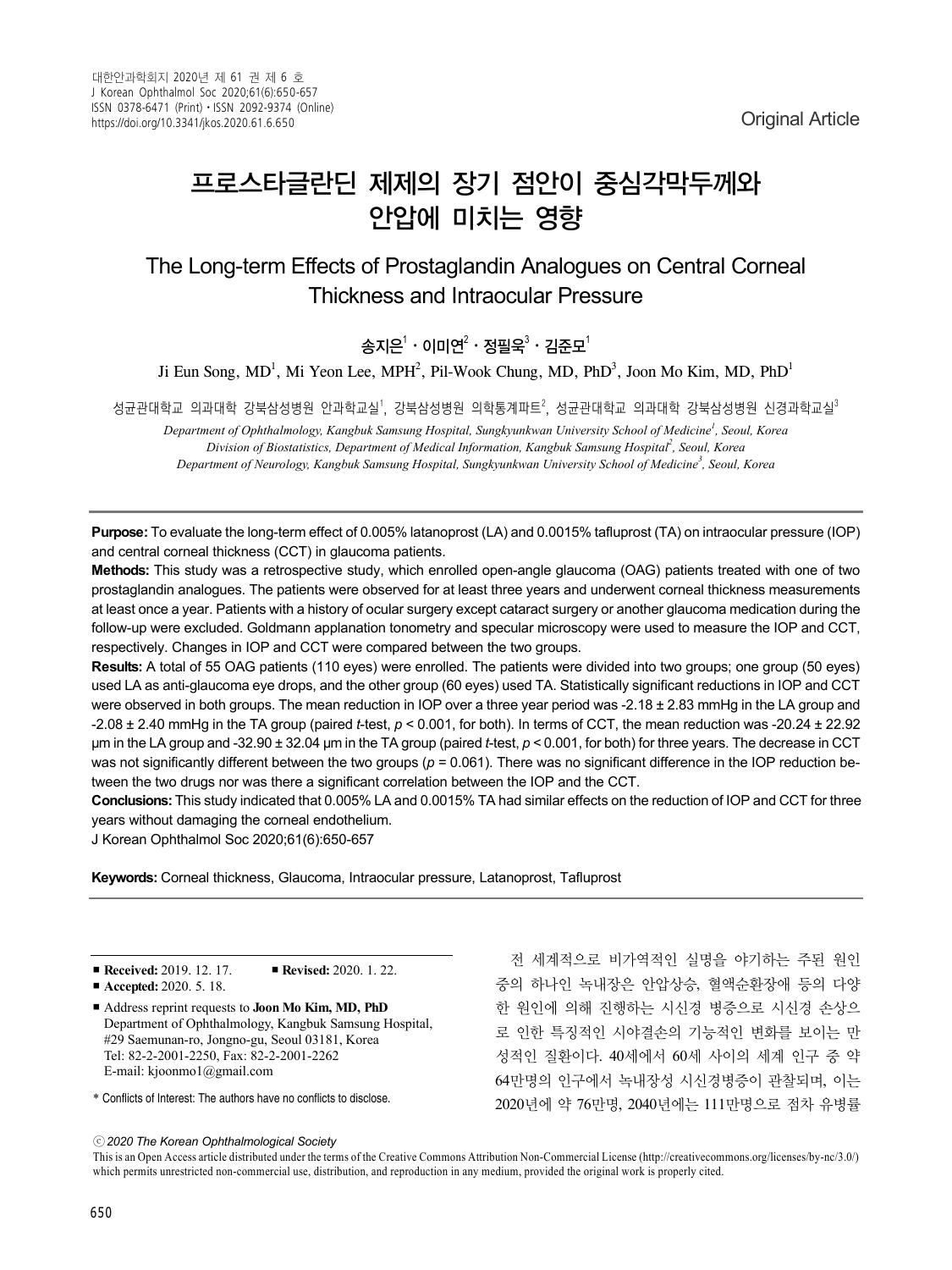Original Article

# 프로스타글란딘 제제의 장기 점안이 중심각막두께와 안압에 미치는 영향

## The Long-term Effects of Prostaglandin Analogues on Central Corneal Thickness and Intraocular Pressure

송지은[1] · 이미연[2] · 정필욱[3] · 김준모[1]

Ji Eun Song, MD[1], Mi Yeon Lee, MPH[2], Pil-Wook Chung, MD, PhD[3], Joon Mo Kim, MD, PhD[1]

성균관대학교 의과대학 강북삼성병원 안과학교실[1], 강북삼성병원 의학통계파트[2], 성균관대학교 의과대학 강북삼성병원 신경과학교실[3]

*Department of Ophthalmology, Kangbuk Samsung Hospital, Sungkyunkwan University School of Medicine[1], Seoul, Korea*
*Division of Biostatistics, Department of Medical Information, Kangbuk Samsung Hospital[2], Seoul, Korea*
*Department of Neurology, Kangbuk Samsung Hospital, Sungkyunkwan University School of Medicine[3], Seoul, Korea*

**Purpose:** To evaluate the long-term effect of 0.005% latanoprost (LA) and 0.0015% tafluprost (TA) on intraocular pressure (IOP) and central corneal thickness (CCT) in glaucoma patients.

**Methods:** This study was a retrospective study, which enrolled open-angle glaucoma (OAG) patients treated with one of two prostaglandin analogues. The patients were observed for at least three years and underwent corneal thickness measurements at least once a year. Patients with a history of ocular surgery except cataract surgery or another glaucoma medication during the follow-up were excluded. Goldmann applanation tonometry and specular microscopy were used to measure the IOP and CCT, respectively. Changes in IOP and CCT were compared between the two groups.

**Results:** A total of 55 OAG patients (110 eyes) were enrolled. The patients were divided into two groups; one group (50 eyes) used LA as anti-glaucoma eye drops, and the other group (60 eyes) used TA. Statistically significant reductions in IOP and CCT were observed in both groups. The mean reduction in IOP over a three year period was -2.18 ± 2.83 mmHg in the LA group and -2.08 ± 2.40 mmHg in the TA group (paired *t*-test, $p < 0.001$, for both). In terms of CCT, the mean reduction was -20.24 ± 22.92 μm in the LA group and -32.90 ± 32.04 μm in the TA group (paired *t*-test, $p < 0.001$, for both) for three years. The decrease in CCT was not significantly different between the two groups ($p = 0.061$). There was no significant difference in the IOP reduction between the two drugs nor was there a significant correlation between the IOP and the CCT.

**Conclusions:** This study indicated that 0.005% LA and 0.0015% TA had similar effects on the reduction of IOP and CCT for three years without damaging the corneal endothelium.

J Korean Ophthalmol Soc 2020;61(6):650-657

**Keywords:** Corneal thickness, Glaucoma, Intraocular pressure, Latanoprost, Tafluprost

- **Received:** 2019. 12. 17. **Revised:** 2020. 1. 22.
- **Accepted:** 2020. 5. 18.
- Address reprint requests to **Joon Mo Kim, MD, PhD**
  Department of Ophthalmology, Kangbuk Samsung Hospital, #29 Saemunan-ro, Jongno-gu, Seoul 03181, Korea
  Tel: 82-2-2001-2250, Fax: 82-2-2001-2262
  E-mail: kjoonmo1@gmail.com

\* Conflicts of Interest: The authors have no conflicts to disclose.

ⓒ *2020 The Korean Ophthalmological Society*

This is an Open Access article distributed under the terms of the Creative Commons Attribution Non-Commercial License (http://creativecommons.org/licenses/by-nc/3.0/) which permits unrestricted non-commercial use, distribution, and reproduction in any medium, provided the original work is properly cited.

전 세계적으로 비가역적인 실명을 야기하는 주된 원인 중의 하나인 녹내장은 안압상승, 혈액순환장애 등의 다양한 원인에 의해 진행하는 시신경 병증으로 시신경 손상으로 인한 특징적인 시야결손의 기능적인 변화를 보이는 만성적인 질환이다. 40세에서 60세 사이의 세계 인구 중 약 64만명의 인구에서 녹내장성 시신경병증이 관찰되며, 이는 2020년에 약 76만명, 2040년에는 111만명으로 점차 유병률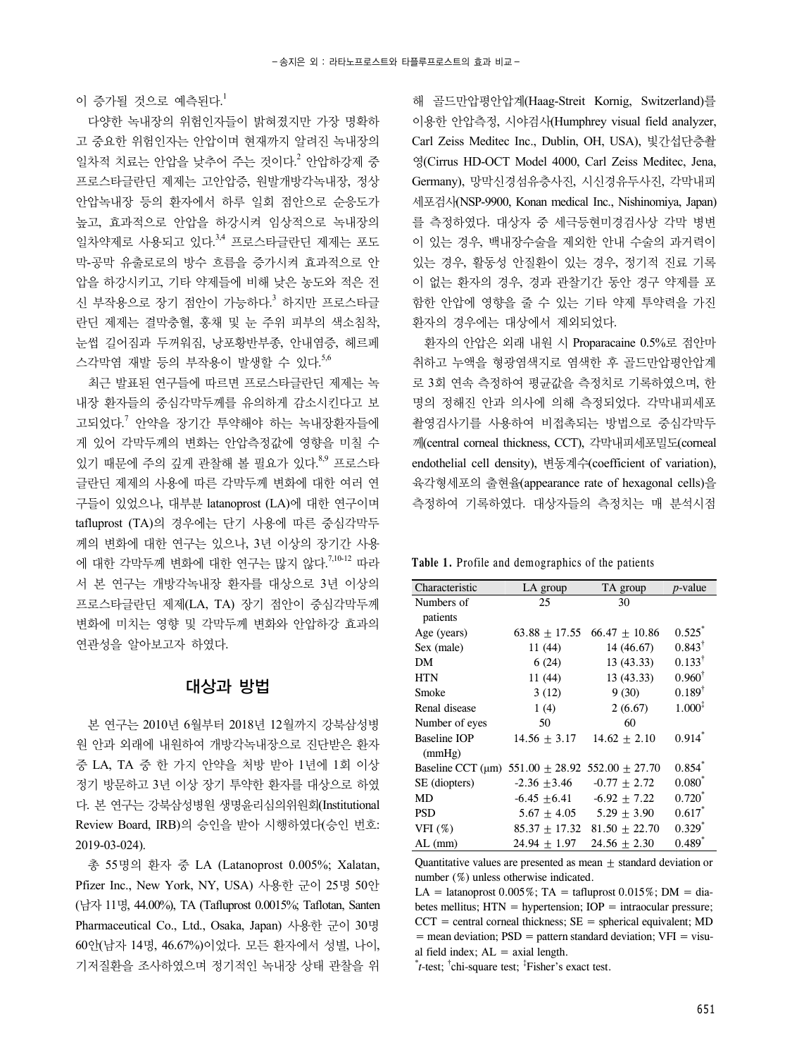이 증가될 것으로 예측된다.[1]

다양한 녹내장의 위험인자들이 밝혀졌지만 가장 명확하고 중요한 위험인자는 안압이며 현재까지 알려진 녹내장의 일차적 치료는 안압을 낮추어 주는 것이다.[2] 안압하강제 중 프로스타글란딘 제제는 고안압증, 원발개방각녹내장, 정상안압녹내장 등의 환자에서 하루 일회 점안으로 순응도가 높고, 효과적으로 안압을 하강시켜 임상적으로 녹내장의 일차약제로 사용되고 있다.[3,4] 프로스타글란딘 제제는 포도막-공막 유출로로의 방수 흐름을 증가시켜 효과적으로 안압을 하강시키고, 기타 약제들에 비해 낮은 농도와 적은 전신 부작용으로 장기 점안이 가능하다.[3] 하지만 프로스타글란딘 제제는 결막충혈, 홍채 및 눈 주위 피부의 색소침착, 눈썹 길어짐과 두꺼워짐, 낭포황반부종, 안내염증, 헤르페스각막염 재발 등의 부작용이 발생할 수 있다.[5,6]

최근 발표된 연구들에 따르면 프로스타글란딘 제제는 녹내장 환자들의 중심각막두께를 유의하게 감소시킨다고 보고되었다.[7] 안약을 장기간 투약해야 하는 녹내장환자들에게 있어 각막두께의 변화는 안압측정값에 영향을 미칠 수 있기 때문에 주의 깊게 관찰해 볼 필요가 있다.[8,9] 프로스타글란딘 제제의 사용에 따른 각막두께 변화에 대한 여러 연구들이 있었으나, 대부분 latanoprost (LA)에 대한 연구이며 tafluprost (TA)의 경우에는 단기 사용에 따른 중심각막두께의 변화에 대한 연구는 있으나, 3년 이상의 장기간 사용에 대한 각막두께 변화에 대한 연구는 많지 않다.[7,10-12] 따라서 본 연구는 개방각녹내장 환자를 대상으로 3년 이상의 프로스타글란딘 제제(LA, TA) 장기 점안이 중심각막두께 변화에 미치는 영향 및 각막두께 변화와 안압하강 효과의 연관성을 알아보고자 하였다.

## 대상과 방법

본 연구는 2010년 6월부터 2018년 12월까지 강북삼성병원 안과 외래에 내원하여 개방각녹내장으로 진단받은 환자 중 LA, TA 중 한 가지 안약을 처방 받아 1년에 1회 이상 정기 방문하고 3년 이상 장기 투약한 환자를 대상으로 하였다. 본 연구는 강북삼성병원 생명윤리심의위원회(Institutional Review Board, IRB)의 승인을 받아 시행하였다(승인 번호: 2019-03-024).

총 55명의 환자 중 LA (Latanoprost 0.005%; Xalatan, Pfizer Inc., New York, NY, USA) 사용한 군이 25명 50안(남자 11명, 44.00%), TA (Tafluprost 0.0015%; Taflotan, Santen Pharmaceutical Co., Ltd., Osaka, Japan) 사용한 군이 30명 60안(남자 14명, 46.67%)이었다. 모든 환자에서 성별, 나이, 기저질환을 조사하였으며 정기적인 녹내장 상태 관찰을 위해 골드만압평안압계(Haag-Streit Kornig, Switzerland)를 이용한 안압측정, 시야검사(Humphrey visual field analyzer, Carl Zeiss Meditec Inc., Dublin, OH, USA), 빛간섭단층촬영(Cirrus HD-OCT Model 4000, Carl Zeiss Meditec, Jena, Germany), 망막신경섬유층사진, 시신경유두사진, 각막내피세포검사(NSP-9900, Konan medical Inc., Nishinomiya, Japan)를 측정하였다. 대상자 중 세극등현미경검사상 각막 병변이 있는 경우, 백내장수술을 제외한 안내 수술의 과거력이 있는 경우, 활동성 안질환이 있는 경우, 정기적 진료 기록이 없는 환자의 경우, 경과 관찰기간 동안 경구 약제를 포함한 안압에 영향을 줄 수 있는 기타 약제 투약력을 가진 환자의 경우에는 대상에서 제외되었다.

환자의 안압은 외래 내원 시 Proparacaine 0.5%로 점안마취하고 누액을 형광염색지로 염색한 후 골드만압평안압계로 3회 연속 측정하여 평균값을 측정치로 기록하였으며, 한 명의 정해진 안과 의사에 의해 측정되었다. 각막내피세포촬영검사기를 사용하여 비접촉되는 방법으로 중심각막두께(central corneal thickness, CCT), 각막내피세포밀도(corneal endothelial cell density), 변동계수(coefficient of variation), 육각형세포의 출현율(appearance rate of hexagonal cells)을 측정하여 기록하였다. 대상자들의 측정치는 매 분석시점

**Table 1.** Profile and demographics of the patients

| Characteristic | LA group | TA group | *p*-value |
|---|---|---|---|
| Numbers of patients | 25 | 30 | |
| Age (years) | 63.88 ± 17.55 | 66.47 ± 10.86 | 0.525* |
| Sex (male) | 11 (44) | 14 (46.67) | 0.843† |
| DM | 6 (24) | 13 (43.33) | 0.133† |
| HTN | 11 (44) | 13 (43.33) | 0.960† |
| Smoke | 3 (12) | 9 (30) | 0.189† |
| Renal disease | 1 (4) | 2 (6.67) | 1.000‡ |
| Number of eyes | 50 | 60 | |
| Baseline IOP (mmHg) | 14.56 ± 3.17 | 14.62 ± 2.10 | 0.914* |
| Baseline CCT (μm) | 551.00 ± 28.92 | 552.00 ± 27.70 | 0.854* |
| SE (diopters) | -2.36 ±3.46 | -0.77 ± 2.72 | 0.080* |
| MD | -6.45 ±6.41 | -6.92 ± 7.22 | 0.720* |
| PSD | 5.67 ± 4.05 | 5.29 ± 3.90 | 0.617* |
| VFI (%) | 85.37 ± 17.32 | 81.50 ± 22.70 | 0.329* |
| AL (mm) | 24.94 ± 1.97 | 24.56 ± 2.30 | 0.489* |

Quantitative values are presented as mean ± standard deviation or number (%) unless otherwise indicated.
LA = latanoprost 0.005%; TA = tafluprost 0.015%; DM = diabetes mellitus; HTN = hypertension; IOP = intraocular pressure; CCT = central corneal thickness; SE = spherical equivalent; MD = mean deviation; PSD = pattern standard deviation; VFI = visual field index; AL = axial length.
*t-test; †chi-square test; ‡Fisher's exact test.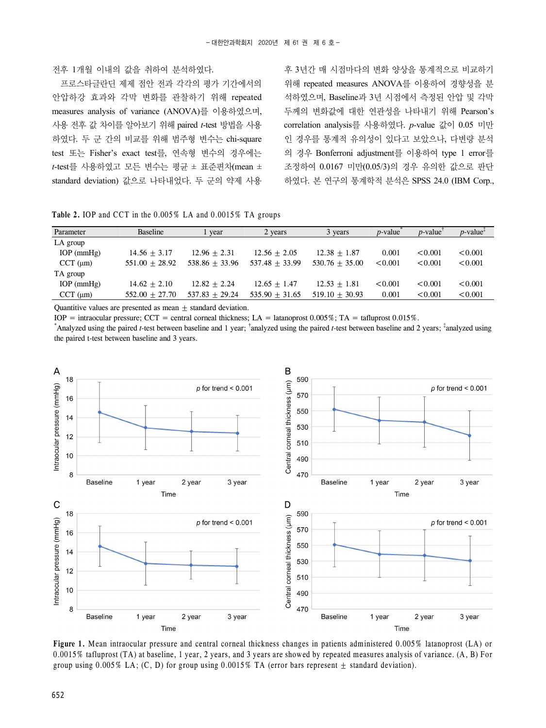전후 1개월 이내의 값을 취하여 분석하였다.

프로스타글란딘 제제 점안 전과 각각의 평가 기간에서의 안압하강 효과와 각막 변화를 관찰하기 위해 repeated measures analysis of variance (ANOVA)를 이용하였으며, 사용 전후 값 차이를 알아보기 위해 paired *t*-test 방법을 사용하였다. 두 군 간의 비교를 위해 범주형 변수는 chi-square test 또는 Fisher's exact test를, 연속형 변수의 경우에는 *t*-test를 사용하였고 모든 변수는 평균 ± 표준편차(mean ± standard deviation) 값으로 나타내었다. 두 군의 약제 사용 후 3년간 매 시점마다의 변화 양상을 통계적으로 비교하기 위해 repeated measures ANOVA를 이용하여 경향성을 분석하였으며, Baseline과 3년 시점에서 측정된 안압 및 각막 두께의 변화값에 대한 연관성을 나타내기 위해 Pearson's correlation analysis를 사용하였다. *p*-value 값이 0.05 미만인 경우를 통계적 유의성이 있다고 보았으나, 다변량 분석의 경우 Bonferroni adjustment를 이용하여 type 1 error를 조정하여 0.0167 미만(0.05/3)의 경우 유의한 값으로 판단하였다. 본 연구의 통계학적 분석은 SPSS 24.0 (IBM Corp.,

**Table 2.** IOP and CCT in the 0.005% LA and 0.0015% TA groups

| Parameter | Baseline | 1 year | 2 years | 3 years | *p*-value* | *p*-value† | *p*-value‡ |
|---|---|---|---|---|---|---|---|
| LA group | | | | | | | |
| IOP (mmHg) | 14.56 ± 3.17 | 12.96 ± 2.31 | 12.56 ± 2.05 | 12.38 ± 1.87 | 0.001 | <0.001 | <0.001 |
| CCT (μm) | 551.00 ± 28.92 | 538.86 ± 33.96 | 537.48 ± 33.99 | 530.76 ± 35.00 | <0.001 | <0.001 | <0.001 |
| TA group | | | | | | | |
| IOP (mmHg) | 14.62 ± 2.10 | 12.82 ± 2.24 | 12.65 ± 1.47 | 12.53 ± 1.81 | <0.001 | <0.001 | <0.001 |
| CCT (μm) | 552.00 ± 27.70 | 537.83 ± 29.24 | 535.90 ± 31.65 | 519.10 ± 30.93 | 0.001 | <0.001 | <0.001 |

Quantitive values are presented as mean ± standard deviation.
IOP = intraocular pressure; CCT = central corneal thickness; LA = latanoprost 0.005%; TA = tafluprost 0.015%.
*Analyzed using the paired *t*-test between baseline and 1 year; †analyzed using the paired *t*-test between baseline and 2 years; ‡analyzed using the paired t-test between baseline and 3 years.

**Figure 1.** Mean intraocular pressure and central corneal thickness changes in patients administered 0.005% latanoprost (LA) or 0.0015% tafluprost (TA) at baseline, 1 year, 2 years, and 3 years are showed by repeated measures analysis of variance. (A, B) For group using 0.005% LA; (C, D) for group using 0.0015% TA (error bars represent ± standard deviation).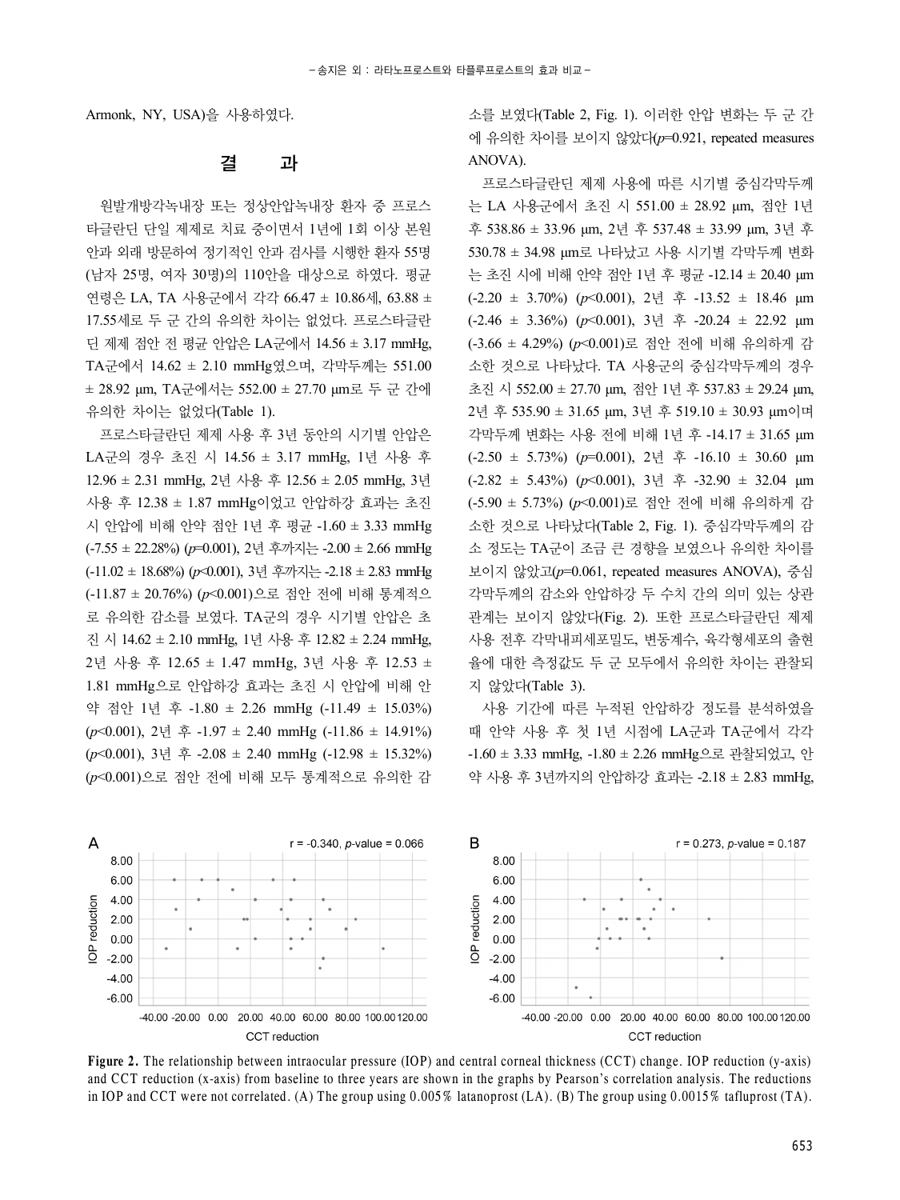Armonk, NY, USA)을 사용하였다.

## 결 과

원발개방각녹내장 또는 정상안압녹내장 환자 중 프로스타글란딘 단일 제제로 치료 중이면서 1년에 1회 이상 본원 안과 외래 방문하여 정기적인 안과 검사를 시행한 환자 55명(남자 25명, 여자 30명)의 110안을 대상으로 하였다. 평균 연령은 LA, TA 사용군에서 각각 66.47 ± 10.86세, 63.88 ± 17.55세로 두 군 간의 유의한 차이는 없었다. 프로스타글란딘 제제 점안 전 평균 안압은 LA군에서 14.56 ± 3.17 mmHg, TA군에서 14.62 ± 2.10 mmHg였으며, 각막두께는 551.00 ± 28.92 μm, TA군에서는 552.00 ± 27.70 μm로 두 군 간에 유의한 차이는 없었다(Table 1).

프로스타글란딘 제제 사용 후 3년 동안의 시기별 안압은 LA군의 경우 초진 시 14.56 ± 3.17 mmHg, 1년 사용 후 12.96 ± 2.31 mmHg, 2년 사용 후 12.56 ± 2.05 mmHg, 3년 사용 후 12.38 ± 1.87 mmHg이었고 안압하강 효과는 초진 시 안압에 비해 안약 점안 1년 후 평균 -1.60 ± 3.33 mmHg (-7.55 ± 22.28%) ($p$=0.001), 2년 후까지는 -2.00 ± 2.66 mmHg (-11.02 ± 18.68%) ($p$<0.001), 3년 후까지는 -2.18 ± 2.83 mmHg (-11.87 ± 20.76%) ($p$<0.001)으로 점안 전에 비해 통계적으로 유의한 감소를 보였다. TA군의 경우 시기별 안압은 초진 시 14.62 ± 2.10 mmHg, 1년 사용 후 12.82 ± 2.24 mmHg, 2년 사용 후 12.65 ± 1.47 mmHg, 3년 사용 후 12.53 ± 1.81 mmHg으로 안압하강 효과는 초진 시 안압에 비해 안약 점안 1년 후 -1.80 ± 2.26 mmHg (-11.49 ± 15.03%) ($p$<0.001), 2년 후 -1.97 ± 2.40 mmHg (-11.86 ± 14.91%) ($p$<0.001), 3년 후 -2.08 ± 2.40 mmHg (-12.98 ± 15.32%) ($p$<0.001)으로 점안 전에 비해 모두 통계적으로 유의한 감소를 보였다(Table 2, Fig. 1). 이러한 안압 변화는 두 군 간에 유의한 차이를 보이지 않았다($p$=0.921, repeated measures ANOVA).

프로스타글란딘 제제 사용에 따른 시기별 중심각막두께는 LA 사용군에서 초진 시 551.00 ± 28.92 μm, 점안 1년 후 538.86 ± 33.96 μm, 2년 후 537.48 ± 33.99 μm, 3년 후 530.78 ± 34.98 μm로 나타났고 사용 시기별 각막두께 변화는 초진 시에 비해 안약 점안 1년 후 평균 -12.14 ± 20.40 μm (-2.20 ± 3.70%) ($p$<0.001), 2년 후 -13.52 ± 18.46 μm (-2.46 ± 3.36%) ($p$<0.001), 3년 후 -20.24 ± 22.92 μm (-3.66 ± 4.29%) ($p$<0.001)로 점안 전에 비해 유의하게 감소한 것으로 나타났다. TA 사용군의 중심각막두께의 경우 초진 시 552.00 ± 27.70 μm, 점안 1년 후 537.83 ± 29.24 μm, 2년 후 535.90 ± 31.65 μm, 3년 후 519.10 ± 30.93 μm이며 각막두께 변화는 사용 전에 비해 1년 후 -14.17 ± 31.65 μm (-2.50 ± 5.73%) ($p$=0.001), 2년 후 -16.10 ± 30.60 μm (-2.82 ± 5.43%) ($p$<0.001), 3년 후 -32.90 ± 32.04 μm (-5.90 ± 5.73%) ($p$<0.001)로 점안 전에 비해 유의하게 감소한 것으로 나타났다(Table 2, Fig. 1). 중심각막두께의 감소 정도는 TA군이 조금 큰 경향을 보였으나 유의한 차이를 보이지 않았고($p$=0.061, repeated measures ANOVA), 중심각막두께의 감소와 안압하강 두 수치 간의 의미 있는 상관관계는 보이지 않았다(Fig. 2). 또한 프로스타글란딘 제제 사용 전후 각막내피세포밀도, 변동계수, 육각형세포의 출현율에 대한 측정값도 두 군 모두에서 유의한 차이는 관찰되지 않았다(Table 3).

사용 기간에 따른 누적된 안압하강 정도를 분석하였을 때 안약 사용 후 첫 1년 시점에 LA군과 TA군에서 각각 -1.60 ± 3.33 mmHg, -1.80 ± 2.26 mmHg으로 관찰되었고, 안약 사용 후 3년까지의 안압하강 효과는 -2.18 ± 2.83 mmHg,

**Figure 2.** The relationship between intraocular pressure (IOP) and central corneal thickness (CCT) change. IOP reduction (y-axis) and CCT reduction (x-axis) from baseline to three years are shown in the graphs by Pearson's correlation analysis. The reductions in IOP and CCT were not correlated. (A) The group using 0.005% latanoprost (LA). (B) The group using 0.0015% tafluprost (TA).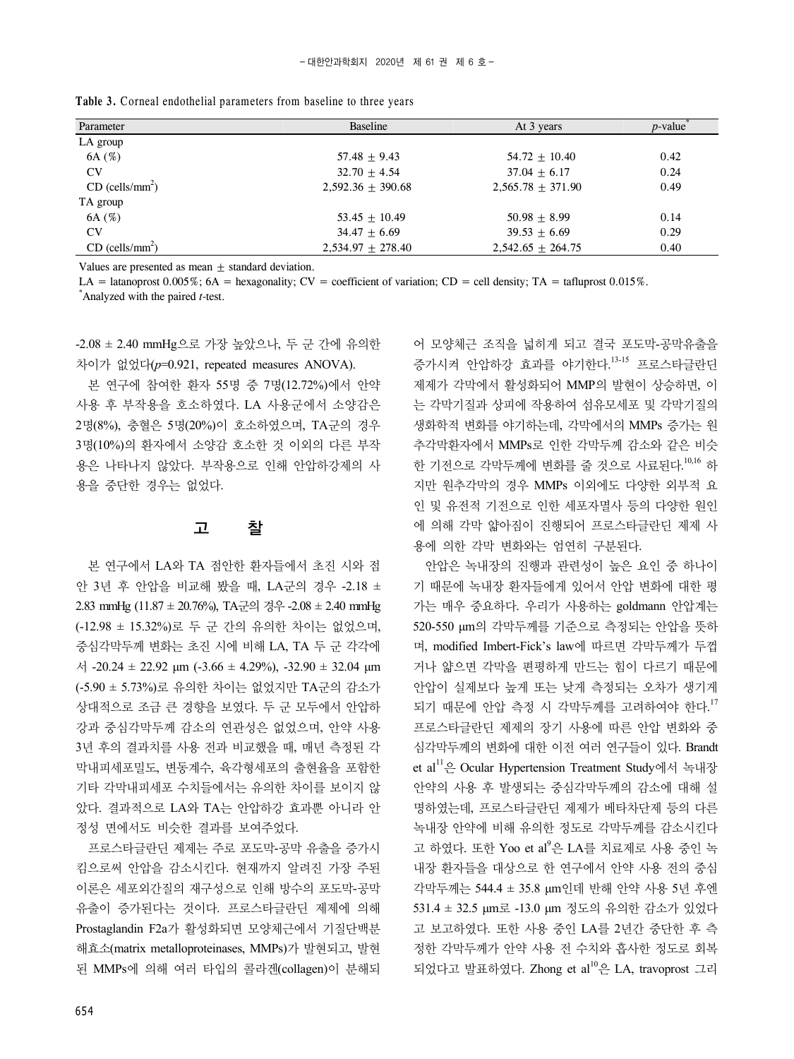**Table 3.** Corneal endothelial parameters from baseline to three years

| Parameter | Baseline | At 3 years | $p$-value* |
|---|---|---|---|
| LA group | | | |
| 6A (%) | 57.48 ± 9.43 | 54.72 ± 10.40 | 0.42 |
| CV | 32.70 ± 4.54 | 37.04 ± 6.17 | 0.24 |
| CD (cells/mm$^2$) | 2,592.36 ± 390.68 | 2,565.78 ± 371.90 | 0.49 |
| TA group | | | |
| 6A (%) | 53.45 ± 10.49 | 50.98 ± 8.99 | 0.14 |
| CV | 34.47 ± 6.69 | 39.53 ± 6.69 | 0.29 |
| CD (cells/mm$^2$) | 2,534.97 ± 278.40 | 2,542.65 ± 264.75 | 0.40 |

Values are presented as mean ± standard deviation.
LA = latanoprost 0.005%; 6A = hexagonality; CV = coefficient of variation; CD = cell density; TA = tafluprost 0.015%.
*Analyzed with the paired $t$-test.

-2.08 ± 2.40 mmHg으로 가장 높았으나, 두 군 간에 유의한 차이가 없었다($p$=0.921, repeated measures ANOVA).

본 연구에 참여한 환자 55명 중 7명(12.72%)에서 안약 사용 후 부작용을 호소하였다. LA 사용군에서 소양감은 2명(8%), 충혈은 5명(20%)이 호소하였으며, TA군의 경우 3명(10%)의 환자에서 소양감 호소한 것 이외의 다른 부작용은 나타나지 않았다. 부작용으로 인해 안압하강제의 사용을 중단한 경우는 없었다.

## 고 찰

본 연구에서 LA와 TA 점안한 환자들에서 초진 시와 점안 3년 후 안압을 비교해 봤을 때, LA군의 경우 -2.18 ± 2.83 mmHg (11.87 ± 20.76%), TA군의 경우 -2.08 ± 2.40 mmHg (-12.98 ± 15.32%)로 두 군 간의 유의한 차이는 없었으며, 중심각막두께 변화는 초진 시에 비해 LA, TA 두 군 각각에서 -20.24 ± 22.92 μm (-3.66 ± 4.29%), -32.90 ± 32.04 μm (-5.90 ± 5.73%)로 유의한 차이는 없었지만 TA군의 감소가 상대적으로 조금 큰 경향을 보였다. 두 군 모두에서 안압하강과 중심각막두께 감소의 연관성은 없었으며, 안약 사용 3년 후의 결과치를 사용 전과 비교했을 때, 매년 측정된 각막내피세포밀도, 변동계수, 육각형세포의 출현율을 포함한 기타 각막내피세포 수치들에서는 유의한 차이를 보이지 않았다. 결과적으로 LA와 TA는 안압하강 효과뿐 아니라 안정성 면에서도 비슷한 결과를 보여주었다.

프로스타글란딘 제제는 주로 포도막-공막 유출을 증가시킴으로써 안압을 감소시킨다. 현재까지 알려진 가장 주된 이론은 세포외간질의 재구성으로 인해 방수의 포도막-공막 유출이 증가된다는 것이다. 프로스타글란딘 제제에 의해 Prostaglandin F2a가 활성화되면 모양체근에서 기질단백분해효소(matrix metalloproteinases, MMPs)가 발현되고, 발현된 MMPs에 의해 여러 타입의 콜라겐(collagen)이 분해되어 모양체근 조직을 넓히게 되고 결국 포도막-공막유출을 증가시켜 안압하강 효과를 야기한다.[13-15] 프로스타글란딘 제제가 각막에서 활성화되어 MMP의 발현이 상승하면, 이는 각막기질과 상피에 작용하여 섬유모세포 및 각막기질의 생화학적 변화를 야기하는데, 각막에서의 MMPs 증가는 원추각막환자에서 MMPs로 인한 각막두께 감소와 같은 비슷한 기전으로 각막두께에 변화를 줄 것으로 사료된다.[10,16] 하지만 원추각막의 경우 MMPs 이외에도 다양한 외부적 요인 및 유전적 기전으로 인한 세포자멸사 등의 다양한 원인에 의해 각막 얇아짐이 진행되어 프로스타글란딘 제제 사용에 의한 각막 변화와는 엄연히 구분된다.

안압은 녹내장의 진행과 관련성이 높은 요인 중 하나이기 때문에 녹내장 환자들에게 있어서 안압 변화에 대한 평가는 매우 중요하다. 우리가 사용하는 goldmann 안압계는 520-550 μm의 각막두께를 기준으로 측정되는 안압을 뜻하며, modified Imbert-Fick's law에 따르면 각막두께가 두껍거나 얇으면 각막을 편평하게 만드는 힘이 다르기 때문에 안압이 실제보다 높게 또는 낮게 측정되는 오차가 생기게 되기 때문에 안압 측정 시 각막두께를 고려하여야 한다.[17] 프로스타글란딘 제제의 장기 사용에 따른 안압 변화와 중심각막두께의 변화에 대한 이전 여러 연구들이 있다. Brandt et al[11]은 Ocular Hypertension Treatment Study에서 녹내장 안약의 사용 후 발생되는 중심각막두께의 감소에 대해 설명하였는데, 프로스타글란딘 제제가 베타차단제 등의 다른 녹내장 안약에 비해 유의한 정도로 각막두께를 감소시킨다고 하였다. 또한 Yoo et al[9]은 LA를 치료제로 사용 중인 녹내장 환자들을 대상으로 한 연구에서 안약 사용 전의 중심각막두께는 544.4 ± 35.8 μm인데 반해 안약 사용 5년 후엔 531.4 ± 32.5 μm로 -13.0 μm 정도의 유의한 감소가 있었다고 보고하였다. 또한 사용 중인 LA를 2년간 중단한 후 측정한 각막두께가 안약 사용 전 수치와 흡사한 정도로 회복되었다고 발표하였다. Zhong et al[10]은 LA, travoprost 그리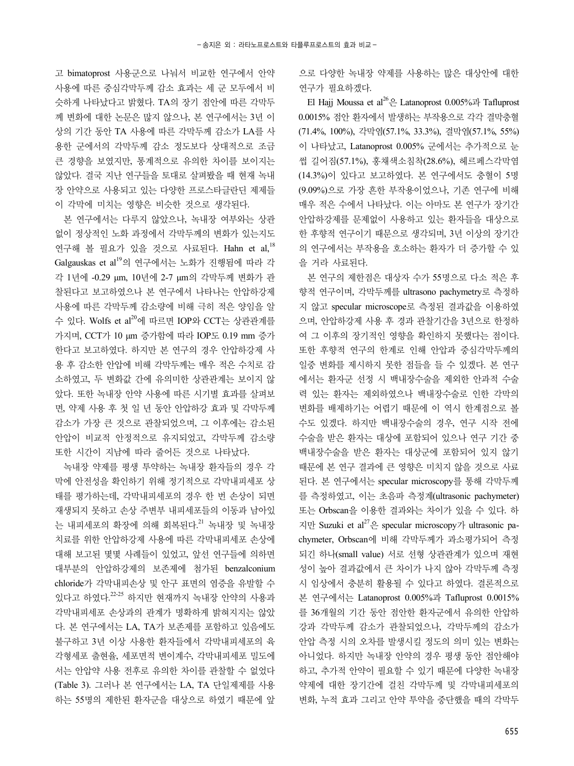고 bimatoprost 사용군으로 나눠서 비교한 연구에서 안약 사용에 따른 중심각막두께 감소 효과는 세 군 모두에서 비슷하게 나타났다고 밝혔다. TA의 장기 점안에 따른 각막두께 변화에 대한 논문은 많지 않으나, 본 연구에서는 3년 이상의 기간 동안 TA 사용에 따른 각막두께 감소가 LA를 사용한 군에서의 각막두께 감소 정도보다 상대적으로 조금 큰 경향을 보였지만, 통계적으로 유의한 차이를 보이지는 않았다. 결국 지난 연구들을 토대로 살펴봤을 때 현재 녹내장 안약으로 사용되고 있는 다양한 프로스타글란딘 제제들이 각막에 미치는 영향은 비슷한 것으로 생각된다.

본 연구에서는 다루지 않았으나, 녹내장 여부와는 상관없이 정상적인 노화 과정에서 각막두께의 변화가 있는지도 연구해 볼 필요가 있을 것으로 사료된다. Hahn et al,[18] Galgauskas et al[19]의 연구에서는 노화가 진행됨에 따라 각각 1년에 -0.29 μm, 10년에 2-7 μm의 각막두께 변화가 관찰된다고 보고하였으나 본 연구에서 나타나는 안압하강제 사용에 따른 각막두께 감소량에 비해 극히 적은 양임을 알 수 있다. Wolfs et al[20]에 따르면 IOP와 CCT는 상관관계를 가지며, CCT가 10 μm 증가함에 따라 IOP도 0.19 mm 증가한다고 보고하였다. 하지만 본 연구의 경우 안압하강제 사용 후 감소한 안압에 비해 각막두께는 매우 적은 수치로 감소하였고, 두 변화값 간에 유의미한 상관관계는 보이지 않았다. 또한 녹내장 안약 사용에 따른 시기별 효과를 살펴보면, 약제 사용 후 첫 일 년 동안 안압하강 효과 및 각막두께 감소가 가장 큰 것으로 관찰되었으며, 그 이후에는 감소된 안압이 비교적 안정적으로 유지되었고, 각막두께 감소량 또한 시간이 지남에 따라 줄어든 것으로 나타났다.

녹내장 약제를 평생 투약하는 녹내장 환자들의 경우 각막에 안전성을 확인하기 위해 정기적으로 각막내피세포 상태를 평가하는데, 각막내피세포의 경우 한 번 손상이 되면 재생되지 못하고 손상 주변부 내피세포들의 이동과 남아있는 내피세포의 확장에 의해 회복된다.[21] 녹내장 및 녹내장 치료를 위한 안압하강제 사용에 따른 각막내피세포 손상에 대해 보고된 몇몇 사례들이 있었고, 앞선 연구들에 의하면 대부분의 안압하강제의 보존제에 첨가된 benzalconium chloride가 각막내피손상 및 안구 표면의 염증을 유발할 수 있다고 하였다.[22-25] 하지만 현재까지 녹내장 안약의 사용과 각막내피세포 손상과의 관계가 명확하게 밝혀지지는 않았다. 본 연구에서는 LA, TA가 보존제를 포함하고 있음에도 불구하고 3년 이상 사용한 환자들에서 각막내피세포의 육각형세포 출현율, 세포면적 변이계수, 각막내피세포 밀도에서는 안압약 사용 전후로 유의한 차이를 관찰할 수 없었다 (Table 3). 그러나 본 연구에서는 LA, TA 단일제제를 사용하는 55명의 제한된 환자군을 대상으로 하였기 때문에 앞으로 다양한 녹내장 약제를 사용하는 많은 대상안에 대한 연구가 필요하겠다.

El Hajj Moussa et al[26]은 Latanoprost 0.005%과 Tafluprost 0.0015% 점안 환자에서 발생하는 부작용으로 각각 결막충혈(71.4%, 100%), 각막염(57.1%, 33.3%), 결막염(57.1%, 55%)이 나타났고, Latanoprost 0.005% 군에서는 추가적으로 눈썹 길어짐(57.1%), 홍채색소침착(28.6%), 헤르페스각막염(14.3%)이 있다고 보고하였다. 본 연구에서도 충혈이 5명(9.09%)으로 가장 흔한 부작용이었으나, 기존 연구에 비해 매우 적은 수에서 나타났다. 이는 아마도 본 연구가 장기간 안압하강제를 문제없이 사용하고 있는 환자들을 대상으로 한 후향적 연구이기 때문으로 생각되며, 3년 이상의 장기간의 연구에서는 부작용을 호소하는 환자가 더 증가할 수 있을 거라 사료된다.

본 연구의 제한점은 대상자 수가 55명으로 다소 적은 후향적 연구이며, 각막두께를 ultrasono pachymetry로 측정하지 않고 specular microscope로 측정된 결과값을 이용하였으며, 안압하강제 사용 후 경과 관찰기간을 3년으로 한정하여 그 이후의 장기적인 영향을 확인하지 못했다는 점이다. 또한 후향적 연구의 한계로 인해 안압과 중심각막두께의 일중 변화를 제시하지 못한 점들을 들 수 있겠다. 본 연구에서는 환자군 선정 시 백내장수술을 제외한 안과적 수술력 있는 환자는 제외하였으나 백내장수술로 인한 각막의 변화를 배제하기는 어렵기 때문에 이 역시 한계점으로 볼 수도 있겠다. 하지만 백내장수술의 경우, 연구 시작 전에 수술을 받은 환자는 대상에 포함되어 있으나 연구 기간 중 백내장수술을 받은 환자는 대상군에 포함되어 있지 않기 때문에 본 연구 결과에 큰 영향은 미치지 않을 것으로 사료된다. 본 연구에서는 specular microscopy를 통해 각막두께를 측정하였고, 이는 초음파 측정계(ultrasonic pachymeter) 또는 Orbscan을 이용한 결과와는 차이가 있을 수 있다. 하지만 Suzuki et al[27]은 specular microscopy가 ultrasonic pachymeter, Orbscan에 비해 각막두께가 과소평가되어 측정되긴 하나(small value) 서로 선형 상관관계가 있으며 재현성이 높아 결과값에서 큰 차이가 나지 않아 각막두께 측정 시 임상에서 충분히 활용될 수 있다고 하였다. 결론적으로 본 연구에서는 Latanoprost 0.005%과 Tafluprost 0.0015%를 36개월의 기간 동안 점안한 환자군에서 유의한 안압하강과 각막두께 감소가 관찰되었으나, 각막두께의 감소가 안압 측정 시의 오차를 발생시킬 정도의 의미 있는 변화는 아니었다. 하지만 녹내장 안약의 경우 평생 동안 점안해야 하고, 추가적 안약이 필요할 수 있기 때문에 다양한 녹내장 약제에 대한 장기간에 걸친 각막두께 및 각막내피세포의 변화, 누적 효과 그리고 안약 투약을 중단했을 때의 각막두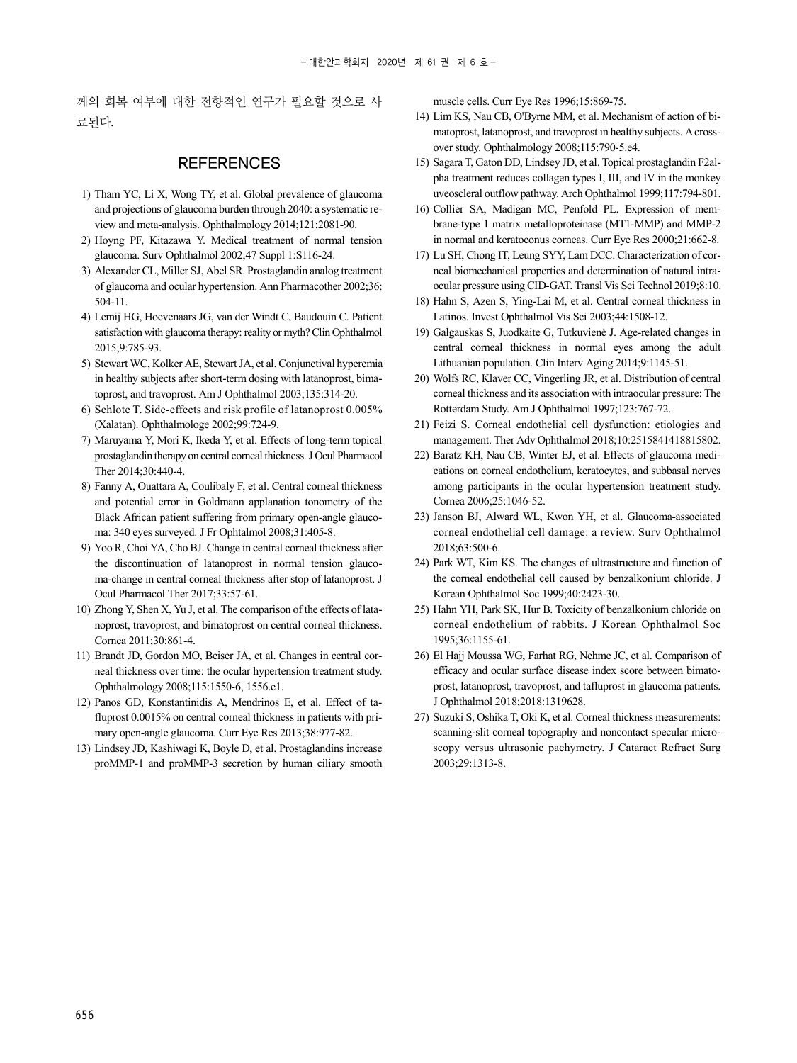께의 회복 여부에 대한 전향적인 연구가 필요할 것으로 사료된다.

## REFERENCES

1) Tham YC, Li X, Wong TY, et al. Global prevalence of glaucoma and projections of glaucoma burden through 2040: a systematic review and meta-analysis. Ophthalmology 2014;121:2081-90.
2) Hoyng PF, Kitazawa Y. Medical treatment of normal tension glaucoma. Surv Ophthalmol 2002;47 Suppl 1:S116-24.
3) Alexander CL, Miller SJ, Abel SR. Prostaglandin analog treatment of glaucoma and ocular hypertension. Ann Pharmacother 2002;36:504-11.
4) Lemij HG, Hoevenaars JG, van der Windt C, Baudouin C. Patient satisfaction with glaucoma therapy: reality or myth? Clin Ophthalmol 2015;9:785-93.
5) Stewart WC, Kolker AE, Stewart JA, et al. Conjunctival hyperemia in healthy subjects after short-term dosing with latanoprost, bimatoprost, and travoprost. Am J Ophthalmol 2003;135:314-20.
6) Schlote T. Side-effects and risk profile of latanoprost 0.005% (Xalatan). Ophthalmologe 2002;99:724-9.
7) Maruyama Y, Mori K, Ikeda Y, et al. Effects of long-term topical prostaglandin therapy on central corneal thickness. J Ocul Pharmacol Ther 2014;30:440-4.
8) Fanny A, Ouattara A, Coulibaly F, et al. Central corneal thickness and potential error in Goldmann applanation tonometry of the Black African patient suffering from primary open-angle glaucoma: 340 eyes surveyed. J Fr Ophtalmol 2008;31:405-8.
9) Yoo R, Choi YA, Cho BJ. Change in central corneal thickness after the discontinuation of latanoprost in normal tension glaucoma-change in central corneal thickness after stop of latanoprost. J Ocul Pharmacol Ther 2017;33:57-61.
10) Zhong Y, Shen X, Yu J, et al. The comparison of the effects of latanoprost, travoprost, and bimatoprost on central corneal thickness. Cornea 2011;30:861-4.
11) Brandt JD, Gordon MO, Beiser JA, et al. Changes in central corneal thickness over time: the ocular hypertension treatment study. Ophthalmology 2008;115:1550-6, 1556.e1.
12) Panos GD, Konstantinidis A, Mendrinos E, et al. Effect of tafluprost 0.0015% on central corneal thickness in patients with primary open-angle glaucoma. Curr Eye Res 2013;38:977-82.
13) Lindsey JD, Kashiwagi K, Boyle D, et al. Prostaglandins increase proMMP-1 and proMMP-3 secretion by human ciliary smooth muscle cells. Curr Eye Res 1996;15:869-75.
14) Lim KS, Nau CB, O'Byrne MM, et al. Mechanism of action of bimatoprost, latanoprost, and travoprost in healthy subjects. A crossover study. Ophthalmology 2008;115:790-5.e4.
15) Sagara T, Gaton DD, Lindsey JD, et al. Topical prostaglandin F2alpha treatment reduces collagen types I, III, and IV in the monkey uveoscleral outflow pathway. Arch Ophthalmol 1999;117:794-801.
16) Collier SA, Madigan MC, Penfold PL. Expression of membrane-type 1 matrix metalloproteinase (MT1-MMP) and MMP-2 in normal and keratoconus corneas. Curr Eye Res 2000;21:662-8.
17) Lu SH, Chong IT, Leung SYY, Lam DCC. Characterization of corneal biomechanical properties and determination of natural intraocular pressure using CID-GAT. Transl Vis Sci Technol 2019;8:10.
18) Hahn S, Azen S, Ying-Lai M, et al. Central corneal thickness in Latinos. Invest Ophthalmol Vis Sci 2003;44:1508-12.
19) Galgauskas S, Juodkaite G, Tutkuvienė J. Age-related changes in central corneal thickness in normal eyes among the adult Lithuanian population. Clin Interv Aging 2014;9:1145-51.
20) Wolfs RC, Klaver CC, Vingerling JR, et al. Distribution of central corneal thickness and its association with intraocular pressure: The Rotterdam Study. Am J Ophthalmol 1997;123:767-72.
21) Feizi S. Corneal endothelial cell dysfunction: etiologies and management. Ther Adv Ophthalmol 2018;10:2515841418815802.
22) Baratz KH, Nau CB, Winter EJ, et al. Effects of glaucoma medications on corneal endothelium, keratocytes, and subbasal nerves among participants in the ocular hypertension treatment study. Cornea 2006;25:1046-52.
23) Janson BJ, Alward WL, Kwon YH, et al. Glaucoma-associated corneal endothelial cell damage: a review. Surv Ophthalmol 2018;63:500-6.
24) Park WT, Kim KS. The changes of ultrastructure and function of the corneal endothelial cell caused by benzalkonium chloride. J Korean Ophthalmol Soc 1999;40:2423-30.
25) Hahn YH, Park SK, Hur B. Toxicity of benzalkonium chloride on corneal endothelium of rabbits. J Korean Ophthalmol Soc 1995;36:1155-61.
26) El Hajj Moussa WG, Farhat RG, Nehme JC, et al. Comparison of efficacy and ocular surface disease index score between bimatoprost, latanoprost, travoprost, and tafluprost in glaucoma patients. J Ophthalmol 2018;2018:1319628.
27) Suzuki S, Oshika T, Oki K, et al. Corneal thickness measurements: scanning-slit corneal topography and noncontact specular microscopy versus ultrasonic pachymetry. J Cataract Refract Surg 2003;29:1313-8.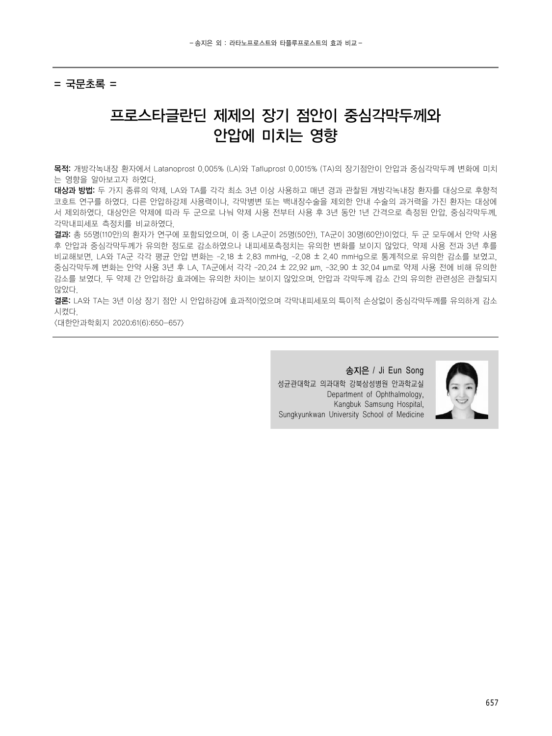= 국문초록 =

# 프로스타글란딘 제제의 장기 점안이 중심각막두께와 안압에 미치는 영향

**목적:** 개방각녹내장 환자에서 Latanoprost 0.005% (LA)와 Tafluprost 0.0015% (TA)의 장기점안이 안압과 중심각막두께 변화에 미치는 영향을 알아보고자 하였다.

**대상과 방법:** 두 가지 종류의 약제, LA와 TA를 각각 최소 3년 이상 사용하고 매년 경과 관찰된 개방각녹내장 환자를 대상으로 후향적 코호트 연구를 하였다. 다른 안압하강제 사용력이나, 각막병변 또는 백내장수술을 제외한 안내 수술의 과거력을 가진 환자는 대상에서 제외하였다. 대상안은 약제에 따라 두 군으로 나눠 약제 사용 전부터 사용 후 3년 동안 1년 간격으로 측정된 안압, 중심각막두께, 각막내피세포 측정치를 비교하였다.

**결과:** 총 55명(110안)의 환자가 연구에 포함되었으며, 이 중 LA군이 25명(50안), TA군이 30명(60안)이었다. 두 군 모두에서 안약 사용 후 안압과 중심각막두께가 유의한 정도로 감소하였으나 내피세포측정치는 유의한 변화를 보이지 않았다. 약제 사용 전과 3년 후를 비교해보면, LA와 TA군 각각 평균 안압 변화는 -2.18 ± 2.83 mmHg, -2.08 ± 2.40 mmHg으로 통계적으로 유의한 감소를 보였고, 중심각막두께 변화는 안약 사용 3년 후 LA, TA군에서 각각 -20.24 ± 22.92 µm, -32.90 ± 32.04 µm로 약제 사용 전에 비해 유의한 감소를 보였다. 두 약제 간 안압하강 효과에는 유의한 차이는 보이지 않았으며, 안압과 각막두께 감소 간의 유의한 관련성은 관찰되지 않았다.

**결론:** LA와 TA는 3년 이상 장기 점안 시 안압하강에 효과적이었으며 각막내피세포의 특이적 손상없이 중심각막두께를 유의하게 감소시켰다.

〈대한안과학회지 2020;61(6):650-657〉

**송지은 / Ji Eun Song**
성균관대학교 의과대학 강북삼성병원 안과학교실
Department of Ophthalmology,
Kangbuk Samsung Hospital,
Sungkyunkwan University School of Medicine